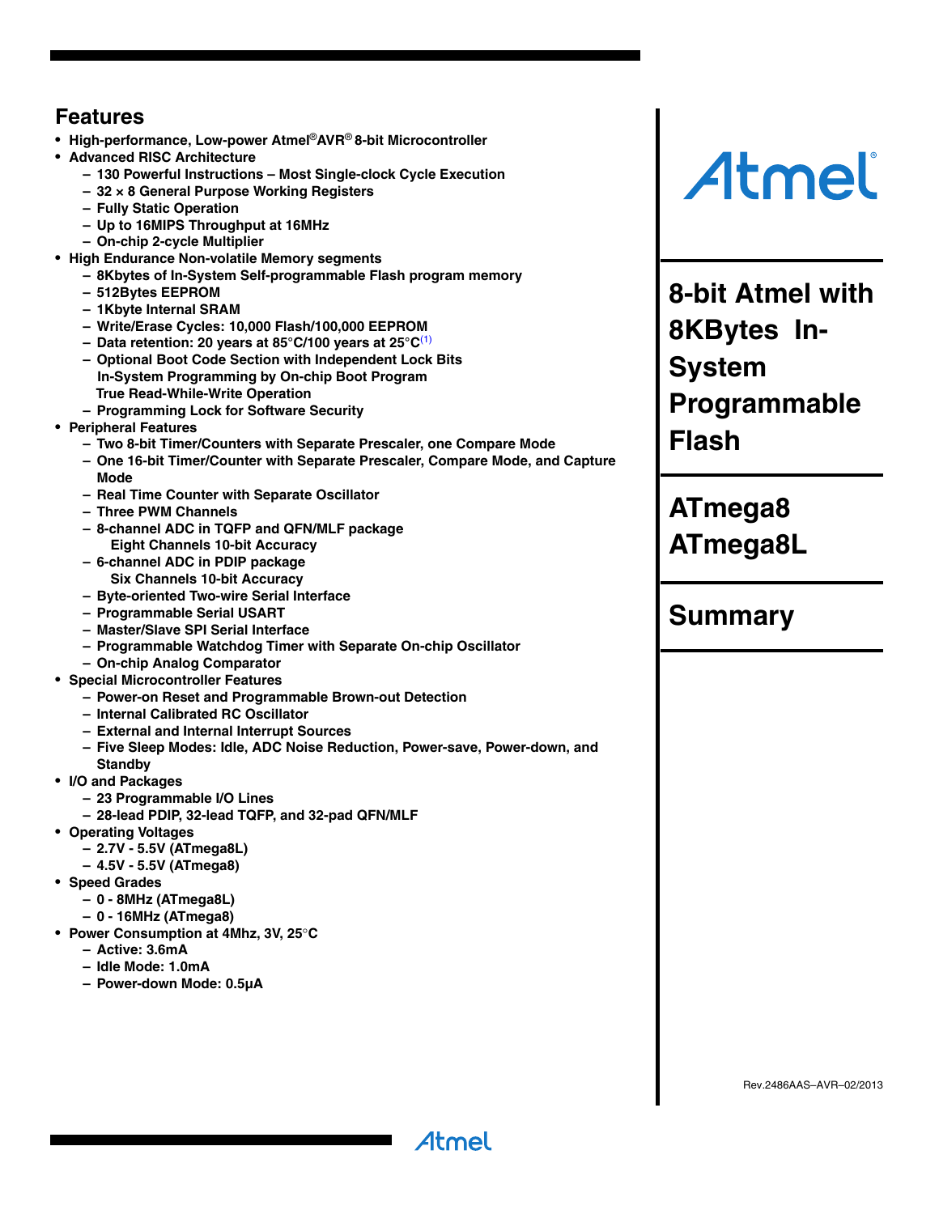# Features

- High-performance, Low-power Atmel®AVR® 8-bit Microcontroller
- Advanced RISC Architecture
  - 130 Powerful Instructions – Most Single-clock Cycle Execution
  - 32 × 8 General Purpose Working Registers
  - Fully Static Operation
  - Up to 16MIPS Throughput at 16MHz
  - On-chip 2-cycle Multiplier
- High Endurance Non-volatile Memory segments
  - 8Kbytes of In-System Self-programmable Flash program memory
  - 512Bytes EEPROM
  - 1Kbyte Internal SRAM
  - Write/Erase Cycles: 10,000 Flash/100,000 EEPROM
  - Data retention: 20 years at 85°C/100 years at 25°C[1]
  - Optional Boot Code Section with Independent Lock Bits
    In-System Programming by On-chip Boot Program
    True Read-While-Write Operation
  - Programming Lock for Software Security
- Peripheral Features
  - Two 8-bit Timer/Counters with Separate Prescaler, one Compare Mode
  - One 16-bit Timer/Counter with Separate Prescaler, Compare Mode, and Capture Mode
  - Real Time Counter with Separate Oscillator
  - Three PWM Channels
  - 8-channel ADC in TQFP and QFN/MLF package
    Eight Channels 10-bit Accuracy
  - 6-channel ADC in PDIP package
    Six Channels 10-bit Accuracy
  - Byte-oriented Two-wire Serial Interface
  - Programmable Serial USART
  - Master/Slave SPI Serial Interface
  - Programmable Watchdog Timer with Separate On-chip Oscillator
  - On-chip Analog Comparator
- Special Microcontroller Features
  - Power-on Reset and Programmable Brown-out Detection
  - Internal Calibrated RC Oscillator
  - External and Internal Interrupt Sources
  - Five Sleep Modes: Idle, ADC Noise Reduction, Power-save, Power-down, and Standby
- I/O and Packages
  - 23 Programmable I/O Lines
  - 28-lead PDIP, 32-lead TQFP, and 32-pad QFN/MLF
- Operating Voltages
  - 2.7V - 5.5V (ATmega8L)
  - 4.5V - 5.5V (ATmega8)
- Speed Grades
  - 0 - 8MHz (ATmega8L)
  - 0 - 16MHz (ATmega8)
- Power Consumption at 4Mhz, 3V, 25°C
  - Active: 3.6mA
  - Idle Mode: 1.0mA
  - Power-down Mode: 0.5µA

# 8-bit Atmel with 8KBytes In-System Programmable Flash

# ATmega8 ATmega8L

# Summary

Rev.2486AAS–AVR–02/2013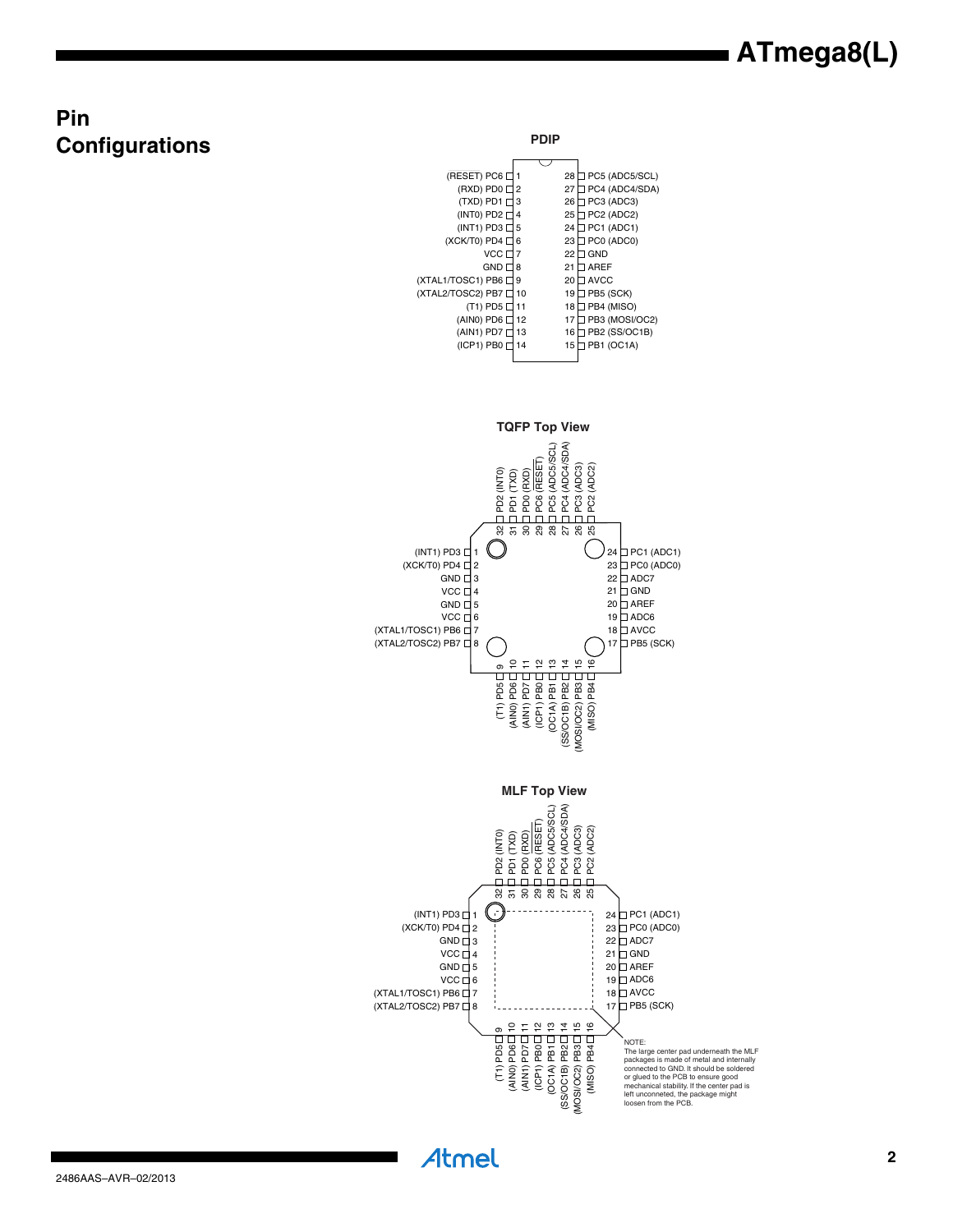# Pin Configurations

**PDIP**

| Pin | Left side | | Pin | Right side |
|---|---|---|---|---|
| 1 | (RESET) PC6 | | 28 | PC5 (ADC5/SCL) |
| 2 | (RXD) PD0 | | 27 | PC4 (ADC4/SDA) |
| 3 | (TXD) PD1 | | 26 | PC3 (ADC3) |
| 4 | (INT0) PD2 | | 25 | PC2 (ADC2) |
| 5 | (INT1) PD3 | | 24 | PC1 (ADC1) |
| 6 | (XCK/T0) PD4 | | 23 | PC0 (ADC0) |
| 7 | VCC | | 22 | GND |
| 8 | GND | | 21 | AREF |
| 9 | (XTAL1/TOSC1) PB6 | | 20 | AVCC |
| 10 | (XTAL2/TOSC2) PB7 | | 19 | PB5 (SCK) |
| 11 | (T1) PD5 | | 18 | PB4 (MISO) |
| 12 | (AIN0) PD6 | | 17 | PB3 (MOSI/OC2) |
| 13 | (AIN1) PD7 | | 16 | PB2 (SS/OC1B) |
| 14 | (ICP1) PB0 | | 15 | PB1 (OC1A) |

**TQFP Top View**

| Pin | Function | Pin | Function | Pin | Function | Pin | Function |
|---|---|---|---|---|---|---|---|
| 1 | (INT1) PD3 | 9 | (T1) PD5 | 17 | PB5 (SCK) | 25 | PC2 (ADC2) |
| 2 | (XCK/T0) PD4 | 10 | (AIN0) PD6 | 18 | AVCC | 26 | PC3 (ADC3) |
| 3 | GND | 11 | (AIN1) PD7 | 19 | ADC6 | 27 | PC4 (ADC4/SDA) |
| 4 | VCC | 12 | (ICP1) PB0 | 20 | AREF | 28 | PC5 (ADC5/SCL) |
| 5 | GND | 13 | (OC1A) PB1 | 21 | GND | 29 | PC6 (RESET) |
| 6 | VCC | 14 | (SS/OC1B) PB2 | 22 | ADC7 | 30 | PD0 (RXD) |
| 7 | (XTAL1/TOSC1) PB6 | 15 | (MOSI/OC2) PB3 | 23 | PC0 (ADC0) | 31 | PD1 (TXD) |
| 8 | (XTAL2/TOSC2) PB7 | 16 | (MISO) PB4 | 24 | PC1 (ADC1) | 32 | PD2 (INT0) |

**MLF Top View**

| Pin | Function | Pin | Function | Pin | Function | Pin | Function |
|---|---|---|---|---|---|---|---|
| 1 | (INT1) PD3 | 9 | (T1) PD5 | 17 | PB5 (SCK) | 25 | PC2 (ADC2) |
| 2 | (XCK/T0) PD4 | 10 | (AIN0) PD6 | 18 | AVCC | 26 | PC3 (ADC3) |
| 3 | GND | 11 | (AIN1) PD7 | 19 | ADC6 | 27 | PC4 (ADC4/SDA) |
| 4 | VCC | 12 | (ICP1) PB0 | 20 | AREF | 28 | PC5 (ADC5/SCL) |
| 5 | GND | 13 | (OC1A) PB1 | 21 | GND | 29 | PC6 (RESET) |
| 6 | VCC | 14 | (SS/OC1B) PB2 | 22 | ADC7 | 30 | PD0 (RXD) |
| 7 | (XTAL1/TOSC1) PB6 | 15 | (MOSI/OC2) PB3 | 23 | PC0 (ADC0) | 31 | PD1 (TXD) |
| 8 | (XTAL2/TOSC2) PB7 | 16 | (MISO) PB4 | 24 | PC1 (ADC1) | 32 | PD2 (INT0) |

NOTE:
The large center pad underneath the MLF packages is made of metal and internally connected to GND. It should be soldered or glued to the PCB to ensure good mechanical stability. If the center pad is left unconnected, the package might loosen from the PCB.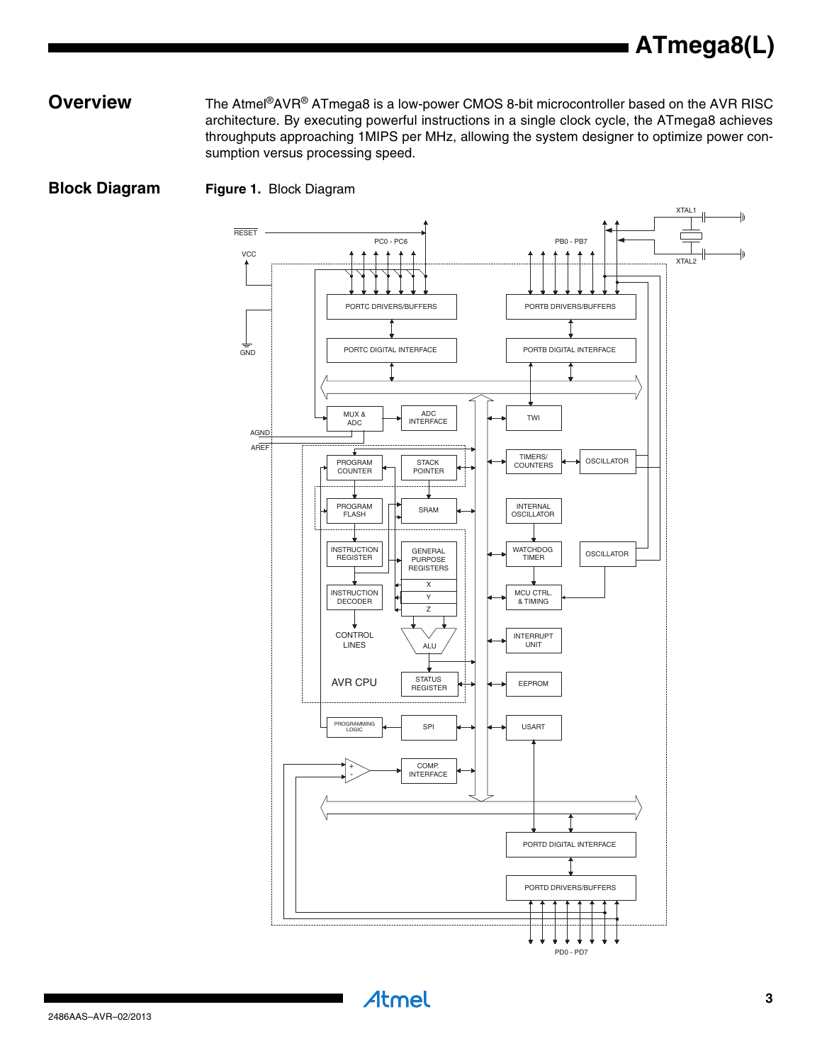## Overview

The Atmel®AVR® ATmega8 is a low-power CMOS 8-bit microcontroller based on the AVR RISC architecture. By executing powerful instructions in a single clock cycle, the ATmega8 achieves throughputs approaching 1MIPS per MHz, allowing the system designer to optimize power consumption versus processing speed.

## Block Diagram

**Figure 1.** Block Diagram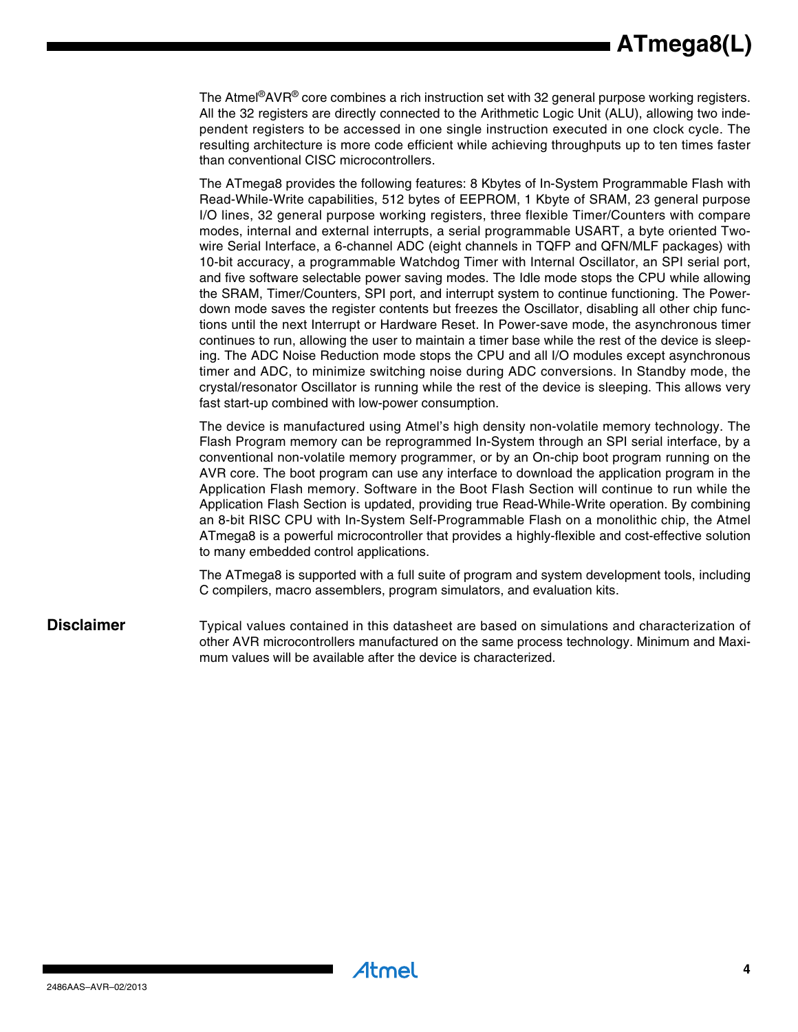The Atmel®AVR® core combines a rich instruction set with 32 general purpose working registers. All the 32 registers are directly connected to the Arithmetic Logic Unit (ALU), allowing two independent registers to be accessed in one single instruction executed in one clock cycle. The resulting architecture is more code efficient while achieving throughputs up to ten times faster than conventional CISC microcontrollers.

The ATmega8 provides the following features: 8 Kbytes of In-System Programmable Flash with Read-While-Write capabilities, 512 bytes of EEPROM, 1 Kbyte of SRAM, 23 general purpose I/O lines, 32 general purpose working registers, three flexible Timer/Counters with compare modes, internal and external interrupts, a serial programmable USART, a byte oriented Two-wire Serial Interface, a 6-channel ADC (eight channels in TQFP and QFN/MLF packages) with 10-bit accuracy, a programmable Watchdog Timer with Internal Oscillator, an SPI serial port, and five software selectable power saving modes. The Idle mode stops the CPU while allowing the SRAM, Timer/Counters, SPI port, and interrupt system to continue functioning. The Power-down mode saves the register contents but freezes the Oscillator, disabling all other chip functions until the next Interrupt or Hardware Reset. In Power-save mode, the asynchronous timer continues to run, allowing the user to maintain a timer base while the rest of the device is sleeping. The ADC Noise Reduction mode stops the CPU and all I/O modules except asynchronous timer and ADC, to minimize switching noise during ADC conversions. In Standby mode, the crystal/resonator Oscillator is running while the rest of the device is sleeping. This allows very fast start-up combined with low-power consumption.

The device is manufactured using Atmel's high density non-volatile memory technology. The Flash Program memory can be reprogrammed In-System through an SPI serial interface, by a conventional non-volatile memory programmer, or by an On-chip boot program running on the AVR core. The boot program can use any interface to download the application program in the Application Flash memory. Software in the Boot Flash Section will continue to run while the Application Flash Section is updated, providing true Read-While-Write operation. By combining an 8-bit RISC CPU with In-System Self-Programmable Flash on a monolithic chip, the Atmel ATmega8 is a powerful microcontroller that provides a highly-flexible and cost-effective solution to many embedded control applications.

The ATmega8 is supported with a full suite of program and system development tools, including C compilers, macro assemblers, program simulators, and evaluation kits.

## Disclaimer

Typical values contained in this datasheet are based on simulations and characterization of other AVR microcontrollers manufactured on the same process technology. Minimum and Maximum values will be available after the device is characterized.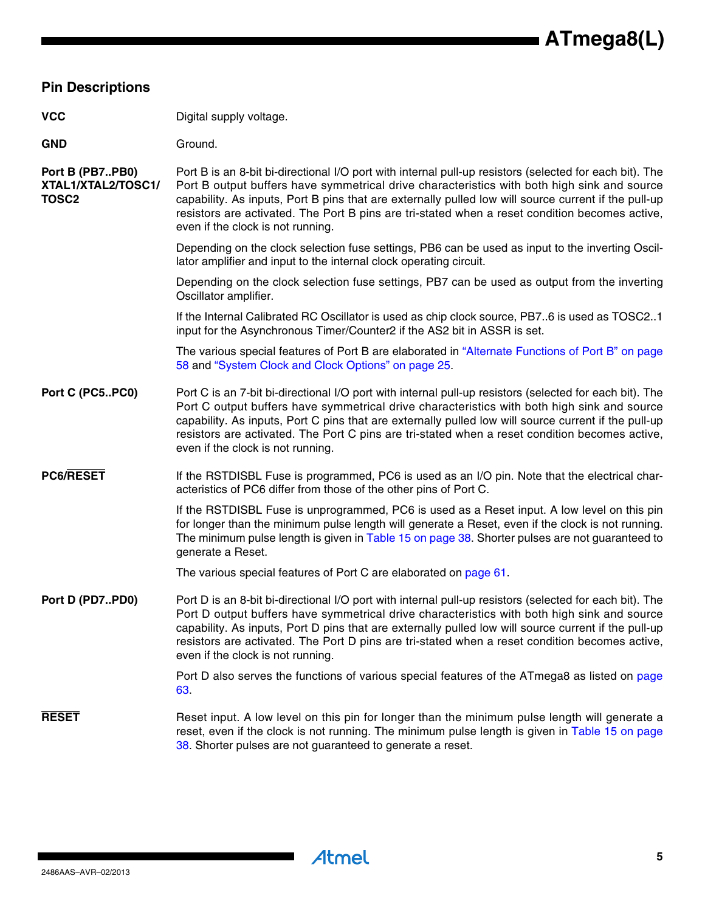## Pin Descriptions

**VCC**

Digital supply voltage.

**GND**

Ground.

**Port B (PB7..PB0) XTAL1/XTAL2/TOSC1/TOSC2**

Port B is an 8-bit bi-directional I/O port with internal pull-up resistors (selected for each bit). The Port B output buffers have symmetrical drive characteristics with both high sink and source capability. As inputs, Port B pins that are externally pulled low will source current if the pull-up resistors are activated. The Port B pins are tri-stated when a reset condition becomes active, even if the clock is not running.

Depending on the clock selection fuse settings, PB6 can be used as input to the inverting Oscillator amplifier and input to the internal clock operating circuit.

Depending on the clock selection fuse settings, PB7 can be used as output from the inverting Oscillator amplifier.

If the Internal Calibrated RC Oscillator is used as chip clock source, PB7..6 is used as TOSC2..1 input for the Asynchronous Timer/Counter2 if the AS2 bit in ASSR is set.

The various special features of Port B are elaborated in "Alternate Functions of Port B" on page 58 and "System Clock and Clock Options" on page 25.

**Port C (PC5..PC0)**

Port C is an 7-bit bi-directional I/O port with internal pull-up resistors (selected for each bit). The Port C output buffers have symmetrical drive characteristics with both high sink and source capability. As inputs, Port C pins that are externally pulled low will source current if the pull-up resistors are activated. The Port C pins are tri-stated when a reset condition becomes active, even if the clock is not running.

**PC6/$\overline{\text{RESET}}$**

If the RSTDISBL Fuse is programmed, PC6 is used as an I/O pin. Note that the electrical characteristics of PC6 differ from those of the other pins of Port C.

If the RSTDISBL Fuse is unprogrammed, PC6 is used as a Reset input. A low level on this pin for longer than the minimum pulse length will generate a Reset, even if the clock is not running. The minimum pulse length is given in Table 15 on page 38. Shorter pulses are not guaranteed to generate a Reset.

The various special features of Port C are elaborated on page 61.

**Port D (PD7..PD0)**

Port D is an 8-bit bi-directional I/O port with internal pull-up resistors (selected for each bit). The Port D output buffers have symmetrical drive characteristics with both high sink and source capability. As inputs, Port D pins that are externally pulled low will source current if the pull-up resistors are activated. The Port D pins are tri-stated when a reset condition becomes active, even if the clock is not running.

Port D also serves the functions of various special features of the ATmega8 as listed on page 63.

**$\overline{\text{RESET}}$**

Reset input. A low level on this pin for longer than the minimum pulse length will generate a reset, even if the clock is not running. The minimum pulse length is given in Table 15 on page 38. Shorter pulses are not guaranteed to generate a reset.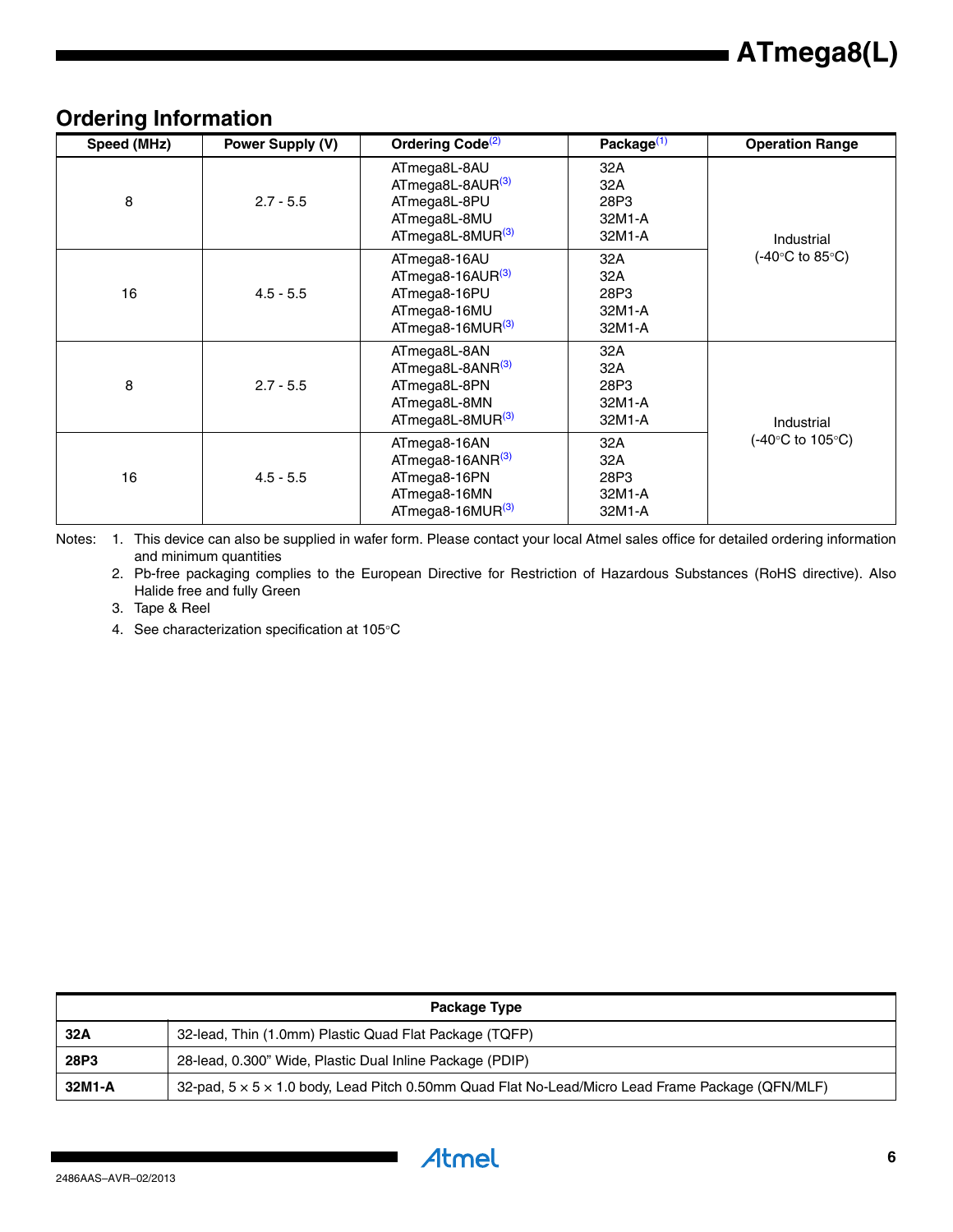## Ordering Information

| Speed (MHz) | Power Supply (V) | Ordering Code[2] | Package[1] | Operation Range |
|---|---|---|---|---|
| 8 | 2.7 - 5.5 | ATmega8L-8AU<br>ATmega8L-8AUR[3]<br>ATmega8L-8PU<br>ATmega8L-8MU<br>ATmega8L-8MUR[3] | 32A<br>32A<br>28P3<br>32M1-A<br>32M1-A | Industrial<br>(-40°C to 85°C) |
| 16 | 4.5 - 5.5 | ATmega8-16AU<br>ATmega8-16AUR[3]<br>ATmega8-16PU<br>ATmega8-16MU<br>ATmega8-16MUR[3] | 32A<br>32A<br>28P3<br>32M1-A<br>32M1-A | |
| 8 | 2.7 - 5.5 | ATmega8L-8AN<br>ATmega8L-8ANR[3]<br>ATmega8L-8PN<br>ATmega8L-8MN<br>ATmega8L-8MUR[3] | 32A<br>32A<br>28P3<br>32M1-A<br>32M1-A | Industrial<br>(-40°C to 105°C) |
| 16 | 4.5 - 5.5 | ATmega8-16AN<br>ATmega8-16ANR[3]<br>ATmega8-16PN<br>ATmega8-16MN<br>ATmega8-16MUR[3] | 32A<br>32A<br>28P3<br>32M1-A<br>32M1-A | |

Notes:
1. This device can also be supplied in wafer form. Please contact your local Atmel sales office for detailed ordering information and minimum quantities
2. Pb-free packaging complies to the European Directive for Restriction of Hazardous Substances (RoHS directive). Also Halide free and fully Green
3. Tape & Reel
4. See characterization specification at 105°C

| Package Type | |
|---|---|
| **32A** | 32-lead, Thin (1.0mm) Plastic Quad Flat Package (TQFP) |
| **28P3** | 28-lead, 0.300" Wide, Plastic Dual Inline Package (PDIP) |
| **32M1-A** | 32-pad, 5 × 5 × 1.0 body, Lead Pitch 0.50mm Quad Flat No-Lead/Micro Lead Frame Package (QFN/MLF) |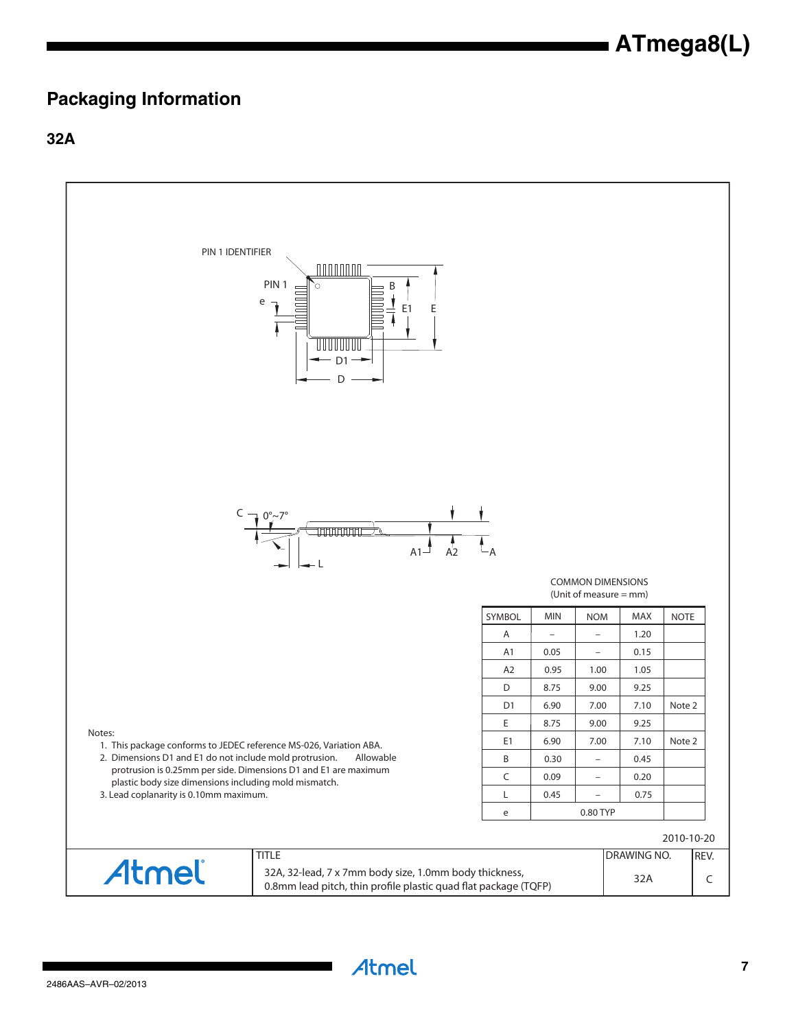## Packaging Information

### 32A

PIN 1 IDENTIFIER

PIN 1

e

B

E1

E

D1

D

C

0°~7°

A1

A2

A

L

COMMON DIMENSIONS
(Unit of measure = mm)

| SYMBOL | MIN | NOM | MAX | NOTE |
|---|---|---|---|---|
| A | – | – | 1.20 | |
| A1 | 0.05 | – | 0.15 | |
| A2 | 0.95 | 1.00 | 1.05 | |
| D | 8.75 | 9.00 | 9.25 | |
| D1 | 6.90 | 7.00 | 7.10 | Note 2 |
| E | 8.75 | 9.00 | 9.25 | |
| E1 | 6.90 | 7.00 | 7.10 | Note 2 |
| B | 0.30 | – | 0.45 | |
| C | 0.09 | – | 0.20 | |
| L | 0.45 | – | 0.75 | |
| e | | 0.80 TYP | | |

Notes:

1. This package conforms to JEDEC reference MS-026, Variation ABA.
2. Dimensions D1 and E1 do not include mold protrusion. Allowable protrusion is 0.25mm per side. Dimensions D1 and E1 are maximum plastic body size dimensions including mold mismatch.
3. Lead coplanarity is 0.10mm maximum.

2010-10-20

| Atmel | TITLE<br>32A, 32-lead, 7 x 7mm body size, 1.0mm body thickness, 0.8mm lead pitch, thin profile plastic quad flat package (TQFP) | DRAWING NO.<br>32A | REV.<br>C |
|---|---|---|---|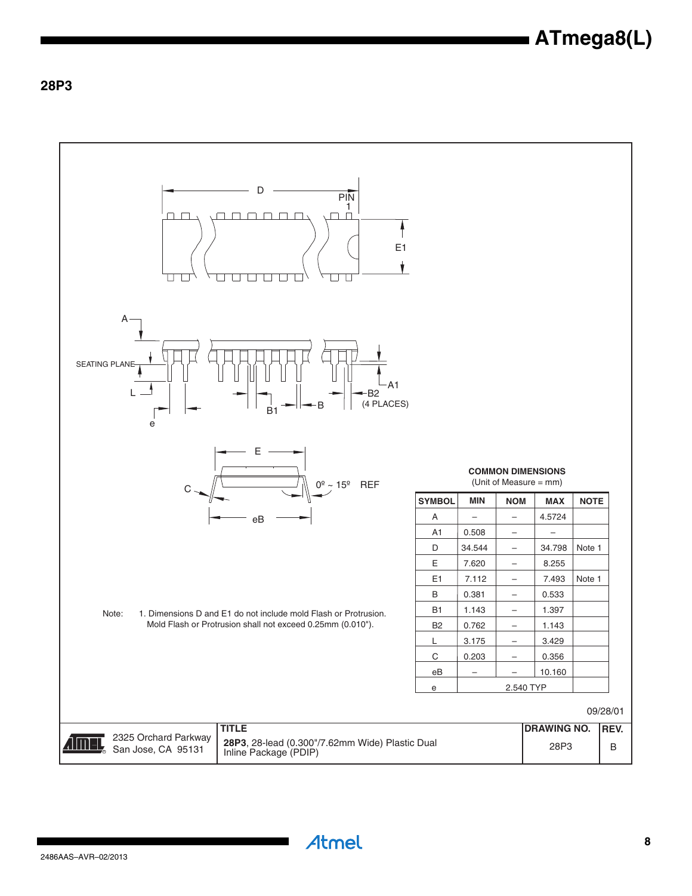## 28P3

PIN 1

D

E1

A

SEATING PLANE

L

e

B1

B

A1

B2 (4 PLACES)

E

C

0º ~ 15º REF

eB

**COMMON DIMENSIONS**
(Unit of Measure = mm)

| SYMBOL | MIN | NOM | MAX | NOTE |
|---|---|---|---|---|
| A | – | – | 4.5724 | |
| A1 | 0.508 | – | – | |
| D | 34.544 | – | 34.798 | Note 1 |
| E | 7.620 | – | 8.255 | |
| E1 | 7.112 | – | 7.493 | Note 1 |
| B | 0.381 | – | 0.533 | |
| B1 | 1.143 | – | 1.397 | |
| B2 | 0.762 | – | 1.143 | |
| L | 3.175 | – | 3.429 | |
| C | 0.203 | – | 0.356 | |
| eB | – | – | 10.160 | |
| e | | 2.540 TYP | | |

Note: 1. Dimensions D and E1 do not include mold Flash or Protrusion. Mold Flash or Protrusion shall not exceed 0.25mm (0.010").

09/28/01

| | TITLE | DRAWING NO. | REV. |
|---|---|---|---|
| 2325 Orchard Parkway San Jose, CA 95131 | **28P3**, 28-lead (0.300"/7.62mm Wide) Plastic Dual Inline Package (PDIP) | 28P3 | B |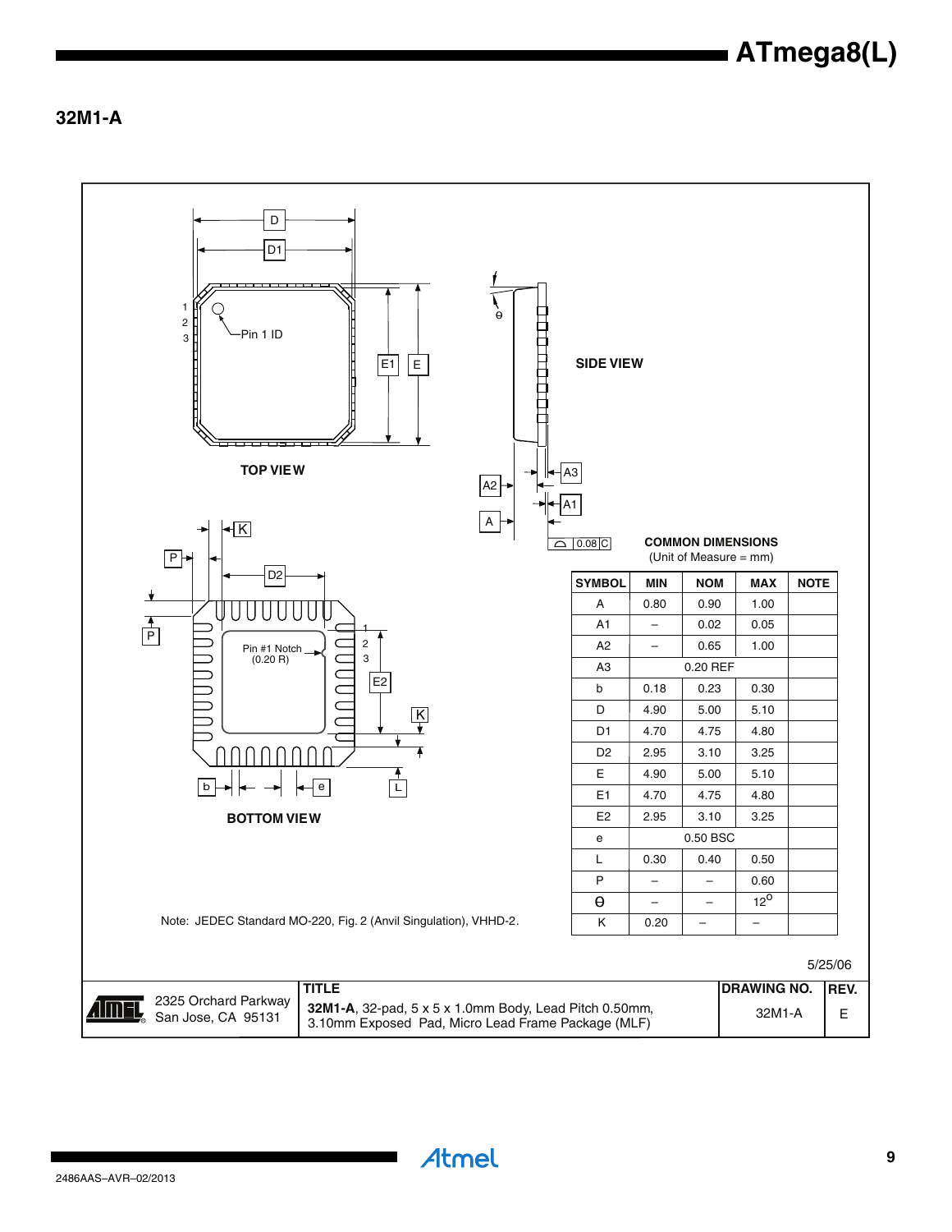## 32M1-A

TOP VIEW

SIDE VIEW

BOTTOM VIEW

Pin 1 ID

Pin #1 Notch (0.20 R)

0.08 C

**COMMON DIMENSIONS**
(Unit of Measure = mm)

| SYMBOL | MIN | NOM | MAX | NOTE |
|---|---|---|---|---|
| A | 0.80 | 0.90 | 1.00 | |
| A1 | – | 0.02 | 0.05 | |
| A2 | – | 0.65 | 1.00 | |
| A3 | | 0.20 REF | | |
| b | 0.18 | 0.23 | 0.30 | |
| D | 4.90 | 5.00 | 5.10 | |
| D1 | 4.70 | 4.75 | 4.80 | |
| D2 | 2.95 | 3.10 | 3.25 | |
| E | 4.90 | 5.00 | 5.10 | |
| E1 | 4.70 | 4.75 | 4.80 | |
| E2 | 2.95 | 3.10 | 3.25 | |
| e | | 0.50 BSC | | |
| L | 0.30 | 0.40 | 0.50 | |
| P | – | – | 0.60 | |
| $\theta$ | – | – | $12^{o}$ | |
| K | 0.20 | – | – | |

Note: JEDEC Standard MO-220, Fig. 2 (Anvil Singulation), VHHD-2.

5/25/06

| | TITLE | DRAWING NO. | REV. |
|---|---|---|---|
| 2325 Orchard Parkway San Jose, CA 95131 | **32M1-A**, 32-pad, 5 x 5 x 1.0mm Body, Lead Pitch 0.50mm, 3.10mm Exposed Pad, Micro Lead Frame Package (MLF) | 32M1-A | E |

2486AAS–AVR–02/2013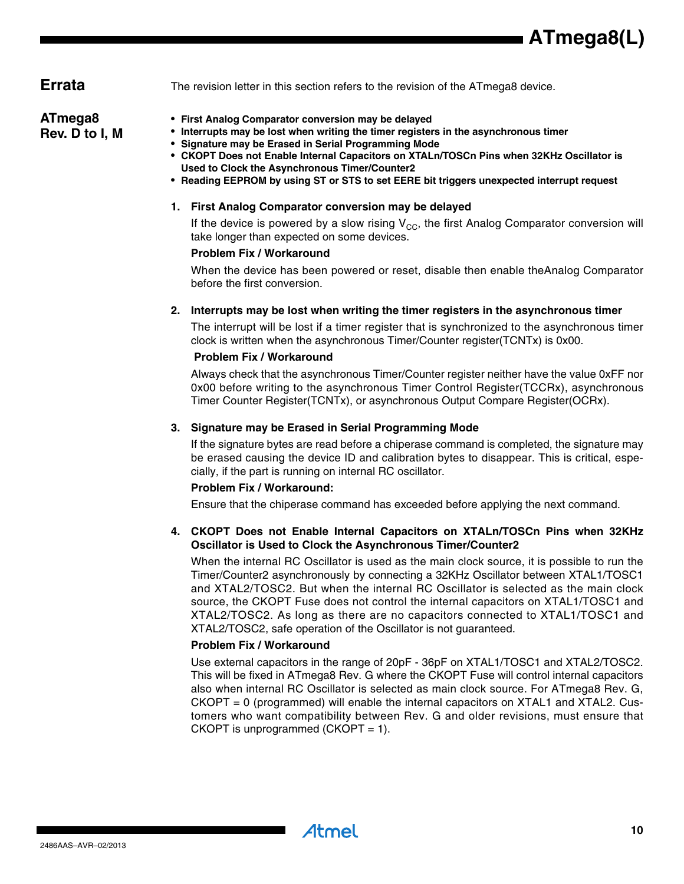## Errata

The revision letter in this section refers to the revision of the ATmega8 device.

### ATmega8 Rev. D to I, M

- **First Analog Comparator conversion may be delayed**
- **Interrupts may be lost when writing the timer registers in the asynchronous timer**
- **Signature may be Erased in Serial Programming Mode**
- **CKOPT Does not Enable Internal Capacitors on XTALn/TOSCn Pins when 32KHz Oscillator is Used to Clock the Asynchronous Timer/Counter2**
- **Reading EEPROM by using ST or STS to set EERE bit triggers unexpected interrupt request**

**1. First Analog Comparator conversion may be delayed**

If the device is powered by a slow rising $V_{CC}$, the first Analog Comparator conversion will take longer than expected on some devices.

**Problem Fix / Workaround**

When the device has been powered or reset, disable then enable theAnalog Comparator before the first conversion.

**2. Interrupts may be lost when writing the timer registers in the asynchronous timer**

The interrupt will be lost if a timer register that is synchronized to the asynchronous timer clock is written when the asynchronous Timer/Counter register(TCNTx) is 0x00.

**Problem Fix / Workaround**

Always check that the asynchronous Timer/Counter register neither have the value 0xFF nor 0x00 before writing to the asynchronous Timer Control Register(TCCRx), asynchronous Timer Counter Register(TCNTx), or asynchronous Output Compare Register(OCRx).

**3. Signature may be Erased in Serial Programming Mode**

If the signature bytes are read before a chiperase command is completed, the signature may be erased causing the device ID and calibration bytes to disappear. This is critical, especially, if the part is running on internal RC oscillator.

**Problem Fix / Workaround:**

Ensure that the chiperase command has exceeded before applying the next command.

**4. CKOPT Does not Enable Internal Capacitors on XTALn/TOSCn Pins when 32KHz Oscillator is Used to Clock the Asynchronous Timer/Counter2**

When the internal RC Oscillator is used as the main clock source, it is possible to run the Timer/Counter2 asynchronously by connecting a 32KHz Oscillator between XTAL1/TOSC1 and XTAL2/TOSC2. But when the internal RC Oscillator is selected as the main clock source, the CKOPT Fuse does not control the internal capacitors on XTAL1/TOSC1 and XTAL2/TOSC2. As long as there are no capacitors connected to XTAL1/TOSC1 and XTAL2/TOSC2, safe operation of the Oscillator is not guaranteed.

**Problem Fix / Workaround**

Use external capacitors in the range of 20pF - 36pF on XTAL1/TOSC1 and XTAL2/TOSC2. This will be fixed in ATmega8 Rev. G where the CKOPT Fuse will control internal capacitors also when internal RC Oscillator is selected as main clock source. For ATmega8 Rev. G, CKOPT = 0 (programmed) will enable the internal capacitors on XTAL1 and XTAL2. Customers who want compatibility between Rev. G and older revisions, must ensure that CKOPT is unprogrammed (CKOPT = 1).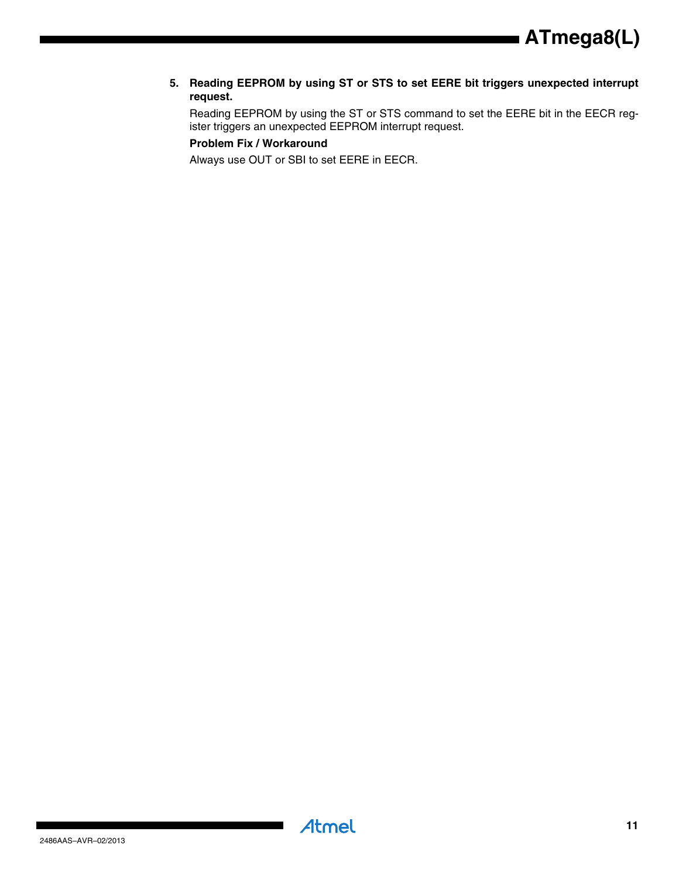5. **Reading EEPROM by using ST or STS to set EERE bit triggers unexpected interrupt request.**

   Reading EEPROM by using the ST or STS command to set the EERE bit in the EECR register triggers an unexpected EEPROM interrupt request.

   **Problem Fix / Workaround**

   Always use OUT or SBI to set EERE in EECR.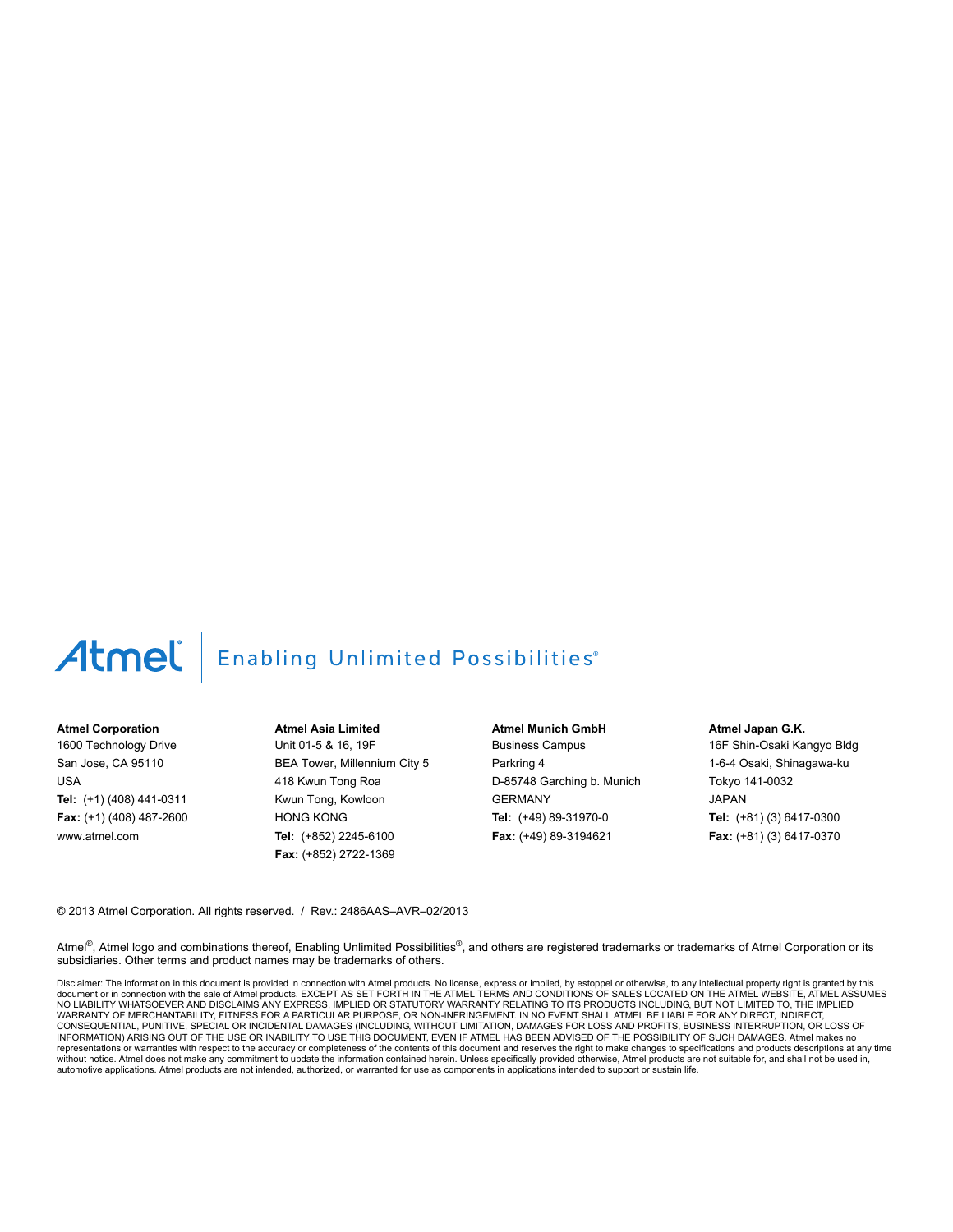Atmel | Enabling Unlimited Possibilities®

**Atmel Corporation**
1600 Technology Drive
San Jose, CA 95110
USA
**Tel:** (+1) (408) 441-0311
**Fax:** (+1) (408) 487-2600
www.atmel.com

**Atmel Asia Limited**
Unit 01-5 & 16, 19F
BEA Tower, Millennium City 5
418 Kwun Tong Roa
Kwun Tong, Kowloon
HONG KONG
**Tel:** (+852) 2245-6100
**Fax:** (+852) 2722-1369

**Atmel Munich GmbH**
Business Campus
Parkring 4
D-85748 Garching b. Munich
GERMANY
**Tel:** (+49) 89-31970-0
**Fax:** (+49) 89-3194621

**Atmel Japan G.K.**
16F Shin-Osaki Kangyo Bldg
1-6-4 Osaki, Shinagawa-ku
Tokyo 141-0032
JAPAN
**Tel:** (+81) (3) 6417-0300
**Fax:** (+81) (3) 6417-0370

© 2013 Atmel Corporation. All rights reserved. / Rev.: 2486AAS–AVR–02/2013

Atmel®, Atmel logo and combinations thereof, Enabling Unlimited Possibilities®, and others are registered trademarks or trademarks of Atmel Corporation or its subsidiaries. Other terms and product names may be trademarks of others.

Disclaimer: The information in this document is provided in connection with Atmel products. No license, express or implied, by estoppel or otherwise, to any intellectual property right is granted by this document or in connection with the sale of Atmel products. EXCEPT AS SET FORTH IN THE ATMEL TERMS AND CONDITIONS OF SALES LOCATED ON THE ATMEL WEBSITE, ATMEL ASSUMES NO LIABILITY WHATSOEVER AND DISCLAIMS ANY EXPRESS, IMPLIED OR STATUTORY WARRANTY RELATING TO ITS PRODUCTS INCLUDING, BUT NOT LIMITED TO, THE IMPLIED WARRANTY OF MERCHANTABILITY, FITNESS FOR A PARTICULAR PURPOSE, OR NON-INFRINGEMENT. IN NO EVENT SHALL ATMEL BE LIABLE FOR ANY DIRECT, INDIRECT, CONSEQUENTIAL, PUNITIVE, SPECIAL OR INCIDENTAL DAMAGES (INCLUDING, WITHOUT LIMITATION, DAMAGES FOR LOSS AND PROFITS, BUSINESS INTERRUPTION, OR LOSS OF INFORMATION) ARISING OUT OF THE USE OR INABILITY TO USE THIS DOCUMENT, EVEN IF ATMEL HAS BEEN ADVISED OF THE POSSIBILITY OF SUCH DAMAGES. Atmel makes no representations or warranties with respect to the accuracy or completeness of the contents of this document and reserves the right to make changes to specifications and products descriptions at any time without notice. Atmel does not make any commitment to update the information contained herein. Unless specifically provided otherwise, Atmel products are not suitable for, and shall not be used in, automotive applications. Atmel products are not intended, authorized, or warranted for use as components in applications intended to support or sustain life.